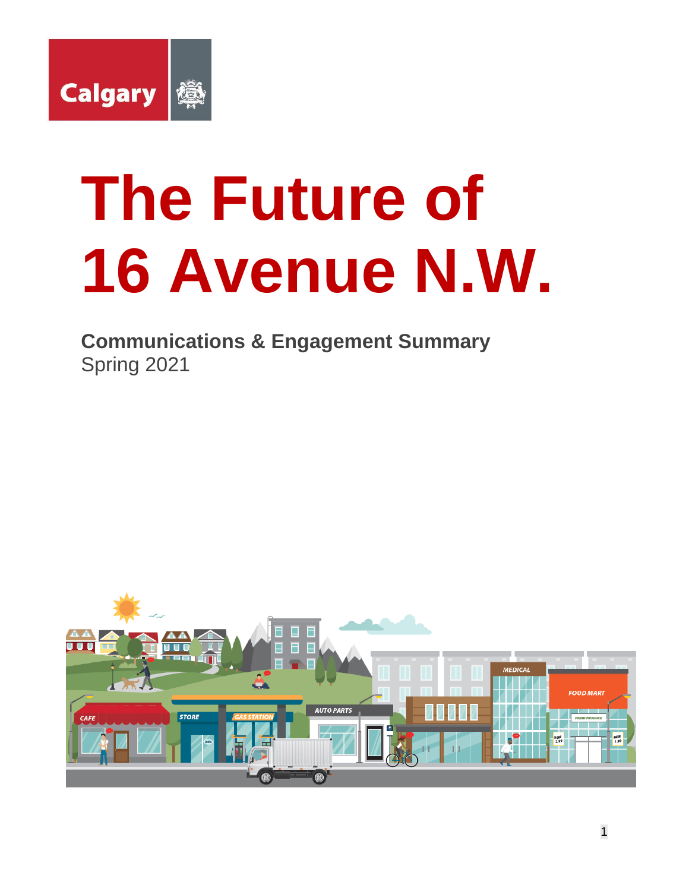# The Future of 16 Avenue N.W.

**Communications & Engagement Summary**
Spring 2021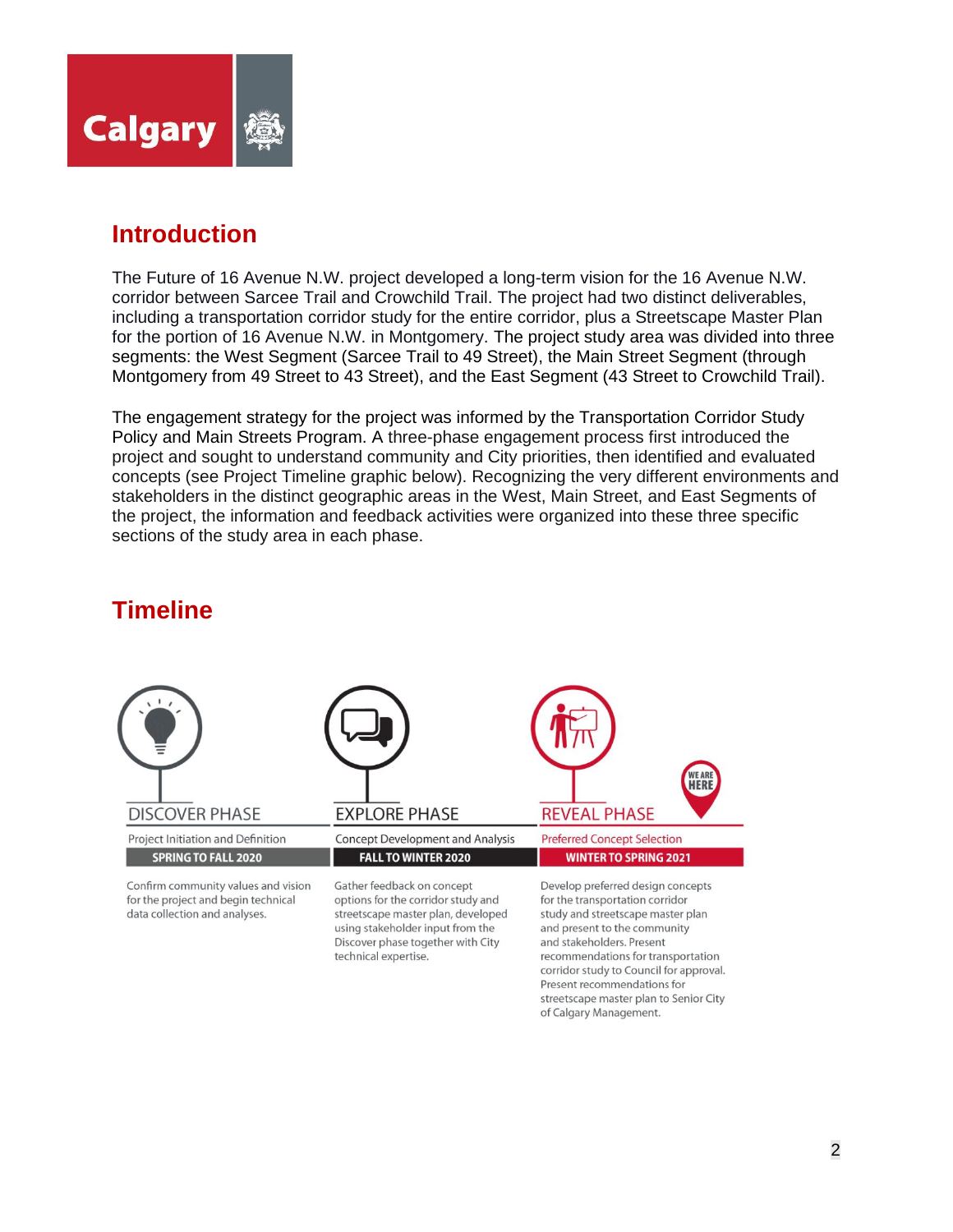## Introduction

The Future of 16 Avenue N.W. project developed a long-term vision for the 16 Avenue N.W. corridor between Sarcee Trail and Crowchild Trail. The project had two distinct deliverables, including a transportation corridor study for the entire corridor, plus a Streetscape Master Plan for the portion of 16 Avenue N.W. in Montgomery. The project study area was divided into three segments: the West Segment (Sarcee Trail to 49 Street), the Main Street Segment (through Montgomery from 49 Street to 43 Street), and the East Segment (43 Street to Crowchild Trail).

The engagement strategy for the project was informed by the Transportation Corridor Study Policy and Main Streets Program. A three-phase engagement process first introduced the project and sought to understand community and City priorities, then identified and evaluated concepts (see Project Timeline graphic below). Recognizing the very different environments and stakeholders in the distinct geographic areas in the West, Main Street, and East Segments of the project, the information and feedback activities were organized into these three specific sections of the study area in each phase.

## Timeline

**DISCOVER PHASE**
Project Initiation and Definition
**SPRING TO FALL 2020**
Confirm community values and vision for the project and begin technical data collection and analyses.

**EXPLORE PHASE**
Concept Development and Analysis
**FALL TO WINTER 2020**
Gather feedback on concept options for the corridor study and streetscape master plan, developed using stakeholder input from the Discover phase together with City technical expertise.

**REVEAL PHASE** (WE ARE HERE)
Preferred Concept Selection
**WINTER TO SPRING 2021**
Develop preferred design concepts for the transportation corridor study and streetscape master plan and present to the community and stakeholders. Present recommendations for transportation corridor study to Council for approval. Present recommendations for streetscape master plan to Senior City of Calgary Management.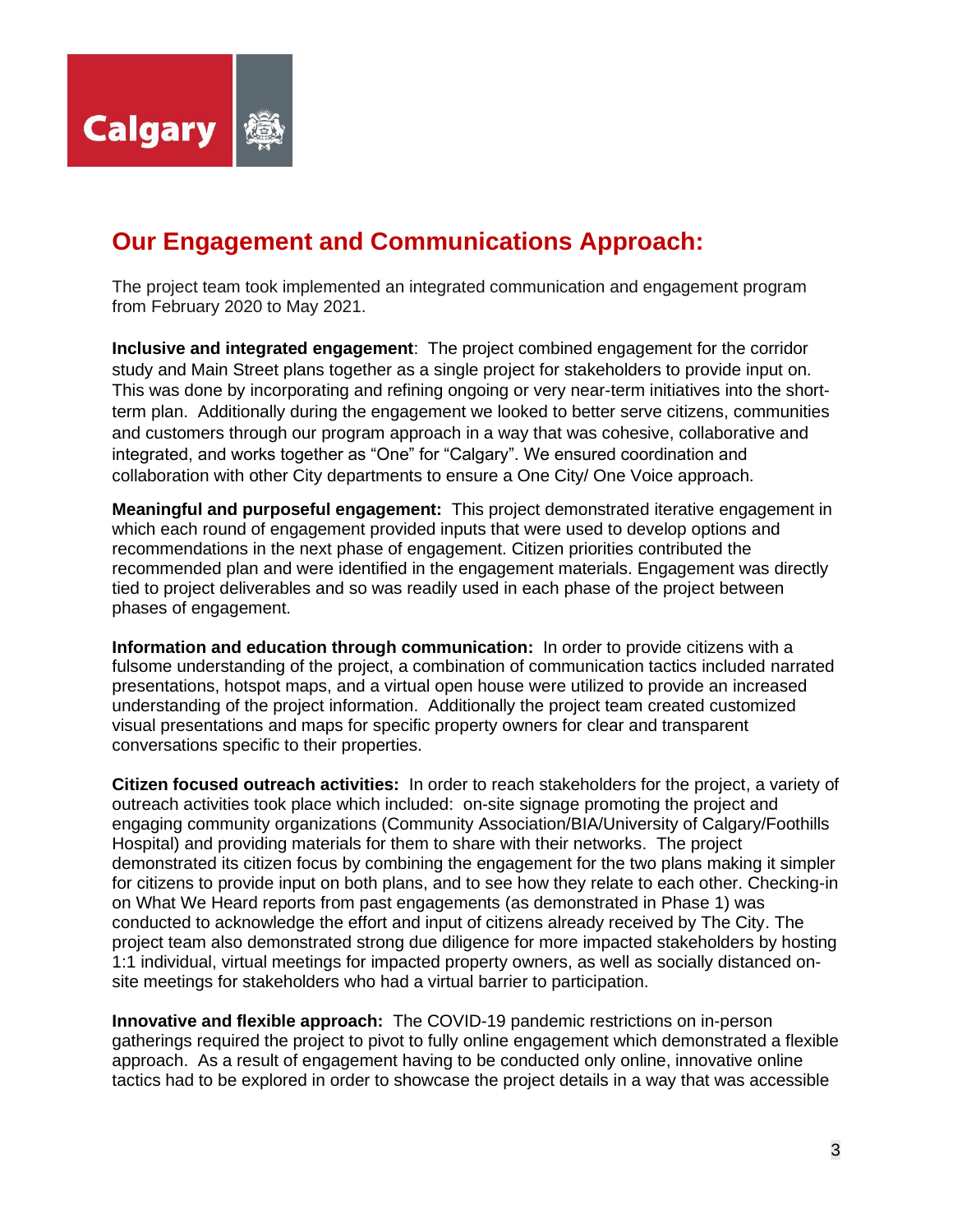## Our Engagement and Communications Approach:

The project team took implemented an integrated communication and engagement program from February 2020 to May 2021.

**Inclusive and integrated engagement**: The project combined engagement for the corridor study and Main Street plans together as a single project for stakeholders to provide input on. This was done by incorporating and refining ongoing or very near-term initiatives into the short-term plan. Additionally during the engagement we looked to better serve citizens, communities and customers through our program approach in a way that was cohesive, collaborative and integrated, and works together as "One" for "Calgary". We ensured coordination and collaboration with other City departments to ensure a One City/ One Voice approach.

**Meaningful and purposeful engagement:** This project demonstrated iterative engagement in which each round of engagement provided inputs that were used to develop options and recommendations in the next phase of engagement. Citizen priorities contributed the recommended plan and were identified in the engagement materials. Engagement was directly tied to project deliverables and so was readily used in each phase of the project between phases of engagement.

**Information and education through communication:** In order to provide citizens with a fulsome understanding of the project, a combination of communication tactics included narrated presentations, hotspot maps, and a virtual open house were utilized to provide an increased understanding of the project information. Additionally the project team created customized visual presentations and maps for specific property owners for clear and transparent conversations specific to their properties.

**Citizen focused outreach activities:** In order to reach stakeholders for the project, a variety of outreach activities took place which included: on-site signage promoting the project and engaging community organizations (Community Association/BIA/University of Calgary/Foothills Hospital) and providing materials for them to share with their networks. The project demonstrated its citizen focus by combining the engagement for the two plans making it simpler for citizens to provide input on both plans, and to see how they relate to each other. Checking-in on What We Heard reports from past engagements (as demonstrated in Phase 1) was conducted to acknowledge the effort and input of citizens already received by The City. The project team also demonstrated strong due diligence for more impacted stakeholders by hosting 1:1 individual, virtual meetings for impacted property owners, as well as socially distanced on-site meetings for stakeholders who had a virtual barrier to participation.

**Innovative and flexible approach:** The COVID-19 pandemic restrictions on in-person gatherings required the project to pivot to fully online engagement which demonstrated a flexible approach. As a result of engagement having to be conducted only online, innovative online tactics had to be explored in order to showcase the project details in a way that was accessible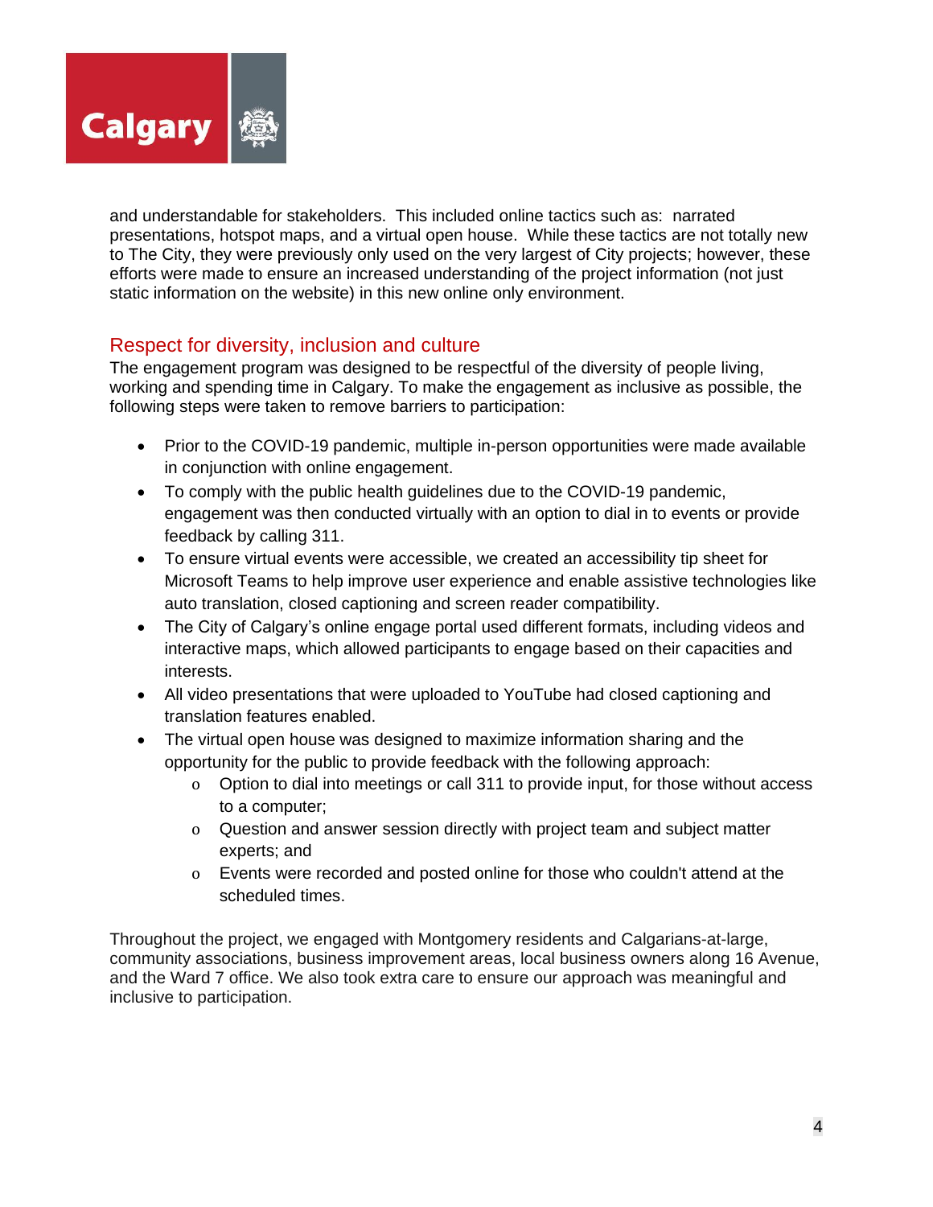and understandable for stakeholders. This included online tactics such as: narrated presentations, hotspot maps, and a virtual open house. While these tactics are not totally new to The City, they were previously only used on the very largest of City projects; however, these efforts were made to ensure an increased understanding of the project information (not just static information on the website) in this new online only environment.

## Respect for diversity, inclusion and culture

The engagement program was designed to be respectful of the diversity of people living, working and spending time in Calgary. To make the engagement as inclusive as possible, the following steps were taken to remove barriers to participation:

- Prior to the COVID-19 pandemic, multiple in-person opportunities were made available in conjunction with online engagement.
- To comply with the public health guidelines due to the COVID-19 pandemic, engagement was then conducted virtually with an option to dial in to events or provide feedback by calling 311.
- To ensure virtual events were accessible, we created an accessibility tip sheet for Microsoft Teams to help improve user experience and enable assistive technologies like auto translation, closed captioning and screen reader compatibility.
- The City of Calgary's online engage portal used different formats, including videos and interactive maps, which allowed participants to engage based on their capacities and interests.
- All video presentations that were uploaded to YouTube had closed captioning and translation features enabled.
- The virtual open house was designed to maximize information sharing and the opportunity for the public to provide feedback with the following approach:
    - Option to dial into meetings or call 311 to provide input, for those without access to a computer;
    - Question and answer session directly with project team and subject matter experts; and
    - Events were recorded and posted online for those who couldn't attend at the scheduled times.

Throughout the project, we engaged with Montgomery residents and Calgarians-at-large, community associations, business improvement areas, local business owners along 16 Avenue, and the Ward 7 office. We also took extra care to ensure our approach was meaningful and inclusive to participation.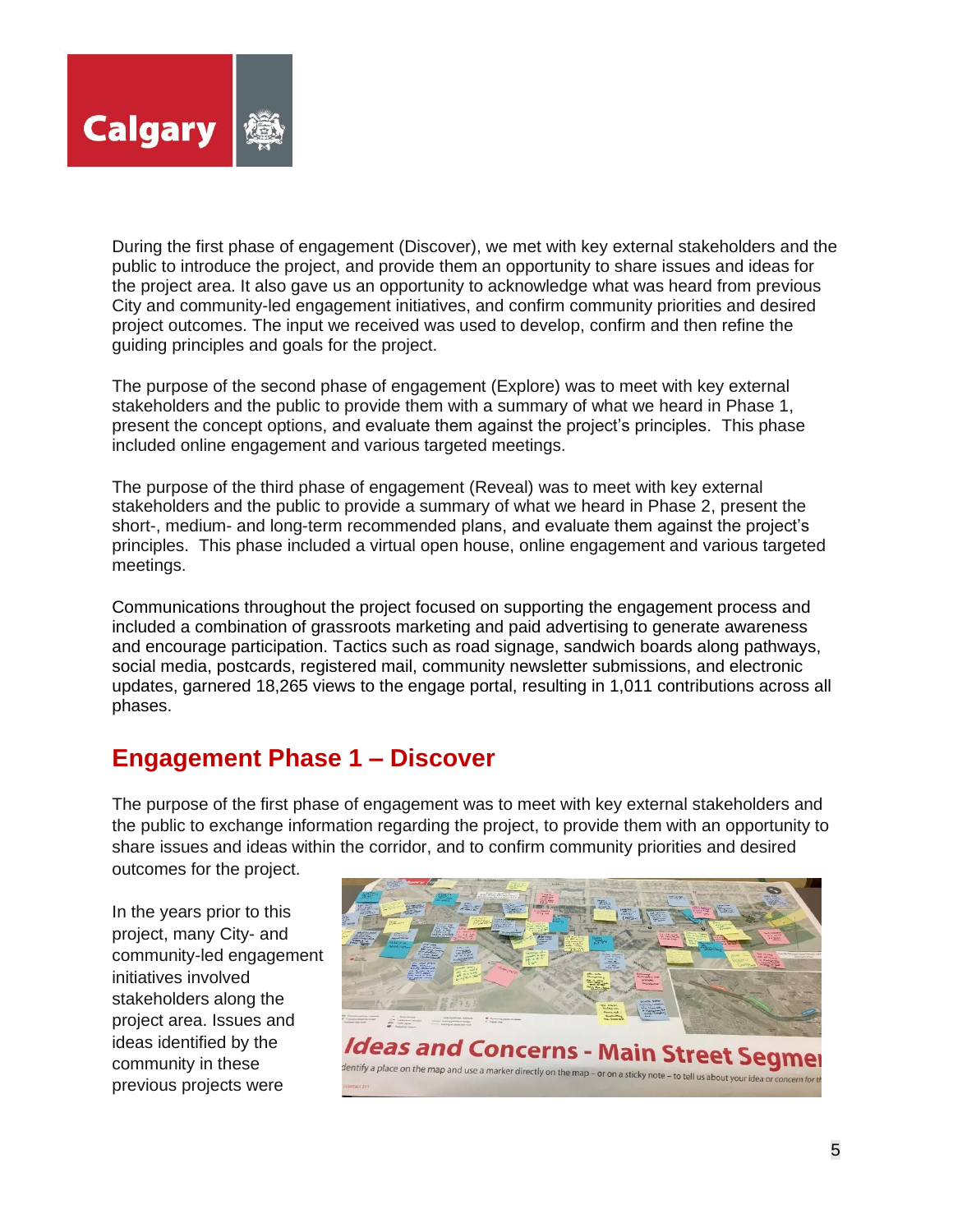During the first phase of engagement (Discover), we met with key external stakeholders and the public to introduce the project, and provide them an opportunity to share issues and ideas for the project area. It also gave us an opportunity to acknowledge what was heard from previous City and community-led engagement initiatives, and confirm community priorities and desired project outcomes. The input we received was used to develop, confirm and then refine the guiding principles and goals for the project.

The purpose of the second phase of engagement (Explore) was to meet with key external stakeholders and the public to provide them with a summary of what we heard in Phase 1, present the concept options, and evaluate them against the project's principles. This phase included online engagement and various targeted meetings.

The purpose of the third phase of engagement (Reveal) was to meet with key external stakeholders and the public to provide a summary of what we heard in Phase 2, present the short-, medium- and long-term recommended plans, and evaluate them against the project's principles. This phase included a virtual open house, online engagement and various targeted meetings.

Communications throughout the project focused on supporting the engagement process and included a combination of grassroots marketing and paid advertising to generate awareness and encourage participation. Tactics such as road signage, sandwich boards along pathways, social media, postcards, registered mail, community newsletter submissions, and electronic updates, garnered 18,265 views to the engage portal, resulting in 1,011 contributions across all phases.

## Engagement Phase 1 – Discover

The purpose of the first phase of engagement was to meet with key external stakeholders and the public to exchange information regarding the project, to provide them with an opportunity to share issues and ideas within the corridor, and to confirm community priorities and desired outcomes for the project.

In the years prior to this project, many City- and community-led engagement initiatives involved stakeholders along the project area. Issues and ideas identified by the community in these previous projects were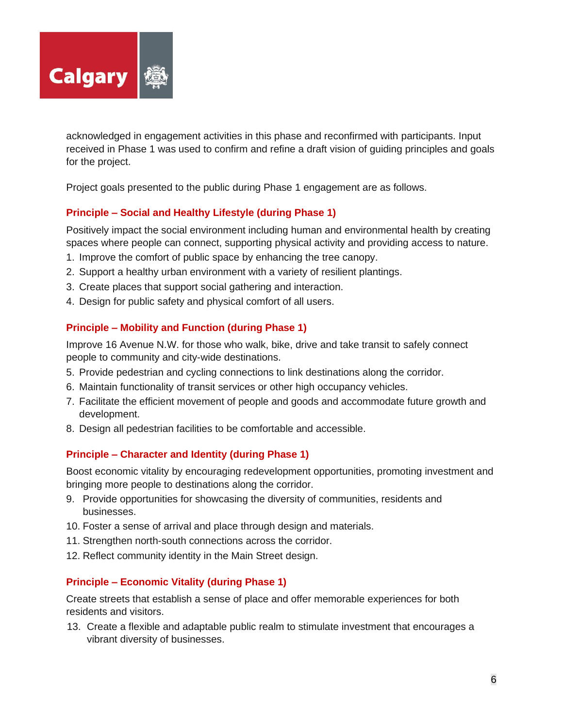acknowledged in engagement activities in this phase and reconfirmed with participants. Input received in Phase 1 was used to confirm and refine a draft vision of guiding principles and goals for the project.

Project goals presented to the public during Phase 1 engagement are as follows.

### Principle – Social and Healthy Lifestyle (during Phase 1)

Positively impact the social environment including human and environmental health by creating spaces where people can connect, supporting physical activity and providing access to nature.

1. Improve the comfort of public space by enhancing the tree canopy.
2. Support a healthy urban environment with a variety of resilient plantings.
3. Create places that support social gathering and interaction.
4. Design for public safety and physical comfort of all users.

### Principle – Mobility and Function (during Phase 1)

Improve 16 Avenue N.W. for those who walk, bike, drive and take transit to safely connect people to community and city-wide destinations.

5. Provide pedestrian and cycling connections to link destinations along the corridor.
6. Maintain functionality of transit services or other high occupancy vehicles.
7. Facilitate the efficient movement of people and goods and accommodate future growth and development.
8. Design all pedestrian facilities to be comfortable and accessible.

### Principle – Character and Identity (during Phase 1)

Boost economic vitality by encouraging redevelopment opportunities, promoting investment and bringing more people to destinations along the corridor.

9. Provide opportunities for showcasing the diversity of communities, residents and businesses.
10. Foster a sense of arrival and place through design and materials.
11. Strengthen north-south connections across the corridor.
12. Reflect community identity in the Main Street design.

### Principle – Economic Vitality (during Phase 1)

Create streets that establish a sense of place and offer memorable experiences for both residents and visitors.

13. Create a flexible and adaptable public realm to stimulate investment that encourages a vibrant diversity of businesses.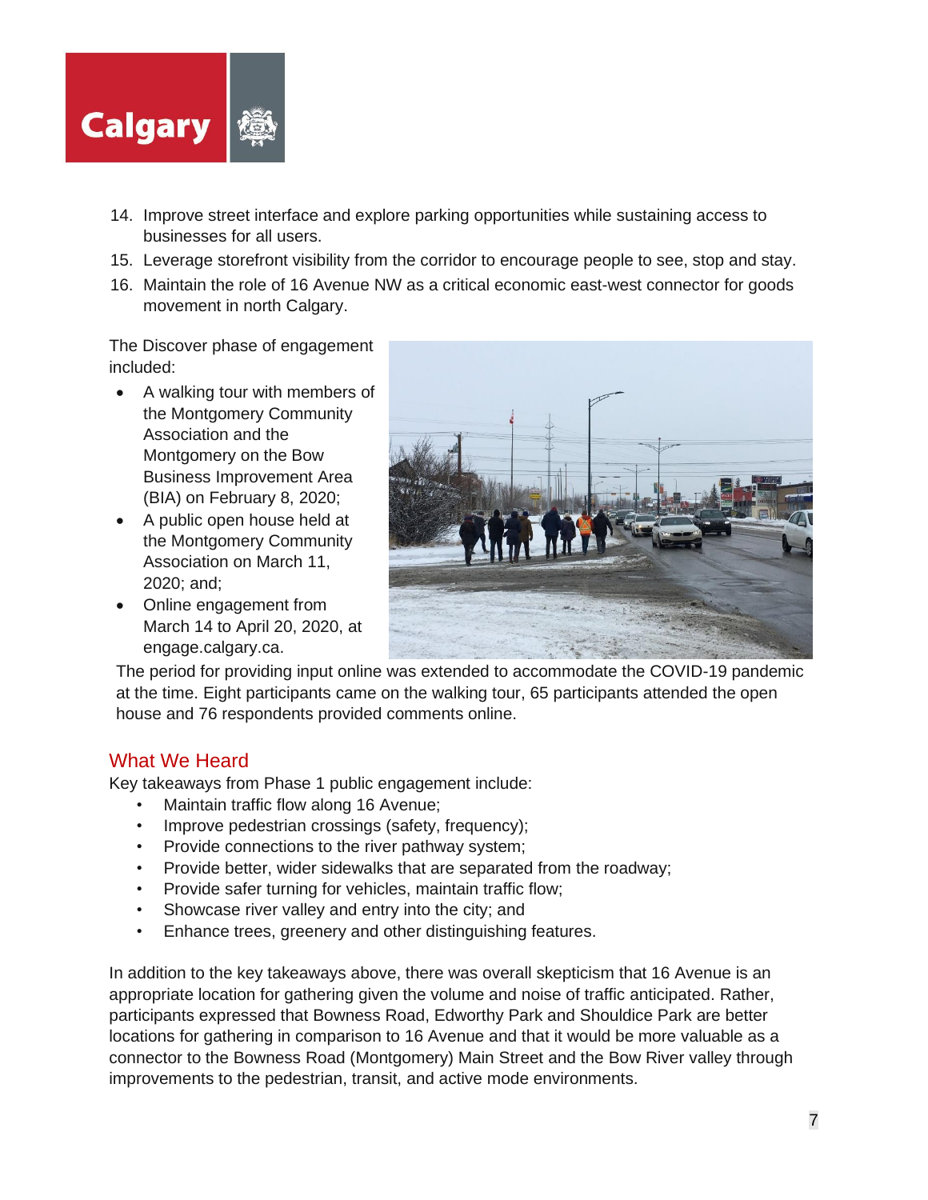14. Improve street interface and explore parking opportunities while sustaining access to businesses for all users.
15. Leverage storefront visibility from the corridor to encourage people to see, stop and stay.
16. Maintain the role of 16 Avenue NW as a critical economic east-west connector for goods movement in north Calgary.

The Discover phase of engagement included:

- A walking tour with members of the Montgomery Community Association and the Montgomery on the Bow Business Improvement Area (BIA) on February 8, 2020;
- A public open house held at the Montgomery Community Association on March 11, 2020; and;
- Online engagement from March 14 to April 20, 2020, at engage.calgary.ca.

The period for providing input online was extended to accommodate the COVID-19 pandemic at the time. Eight participants came on the walking tour, 65 participants attended the open house and 76 respondents provided comments online.

## What We Heard

Key takeaways from Phase 1 public engagement include:

- Maintain traffic flow along 16 Avenue;
- Improve pedestrian crossings (safety, frequency);
- Provide connections to the river pathway system;
- Provide better, wider sidewalks that are separated from the roadway;
- Provide safer turning for vehicles, maintain traffic flow;
- Showcase river valley and entry into the city; and
- Enhance trees, greenery and other distinguishing features.

In addition to the key takeaways above, there was overall skepticism that 16 Avenue is an appropriate location for gathering given the volume and noise of traffic anticipated. Rather, participants expressed that Bowness Road, Edworthy Park and Shouldice Park are better locations for gathering in comparison to 16 Avenue and that it would be more valuable as a connector to the Bowness Road (Montgomery) Main Street and the Bow River valley through improvements to the pedestrian, transit, and active mode environments.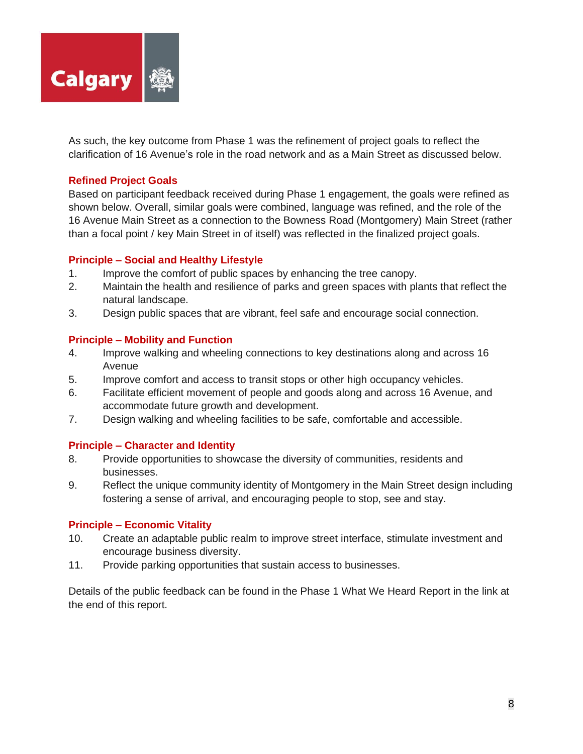As such, the key outcome from Phase 1 was the refinement of project goals to reflect the clarification of 16 Avenue's role in the road network and as a Main Street as discussed below.

### Refined Project Goals

Based on participant feedback received during Phase 1 engagement, the goals were refined as shown below. Overall, similar goals were combined, language was refined, and the role of the 16 Avenue Main Street as a connection to the Bowness Road (Montgomery) Main Street (rather than a focal point / key Main Street in of itself) was reflected in the finalized project goals.

### Principle – Social and Healthy Lifestyle

1. Improve the comfort of public spaces by enhancing the tree canopy.
2. Maintain the health and resilience of parks and green spaces with plants that reflect the natural landscape.
3. Design public spaces that are vibrant, feel safe and encourage social connection.

### Principle – Mobility and Function

4. Improve walking and wheeling connections to key destinations along and across 16 Avenue
5. Improve comfort and access to transit stops or other high occupancy vehicles.
6. Facilitate efficient movement of people and goods along and across 16 Avenue, and accommodate future growth and development.
7. Design walking and wheeling facilities to be safe, comfortable and accessible.

### Principle – Character and Identity

8. Provide opportunities to showcase the diversity of communities, residents and businesses.
9. Reflect the unique community identity of Montgomery in the Main Street design including fostering a sense of arrival, and encouraging people to stop, see and stay.

### Principle – Economic Vitality

10. Create an adaptable public realm to improve street interface, stimulate investment and encourage business diversity.
11. Provide parking opportunities that sustain access to businesses.

Details of the public feedback can be found in the Phase 1 What We Heard Report in the link at the end of this report.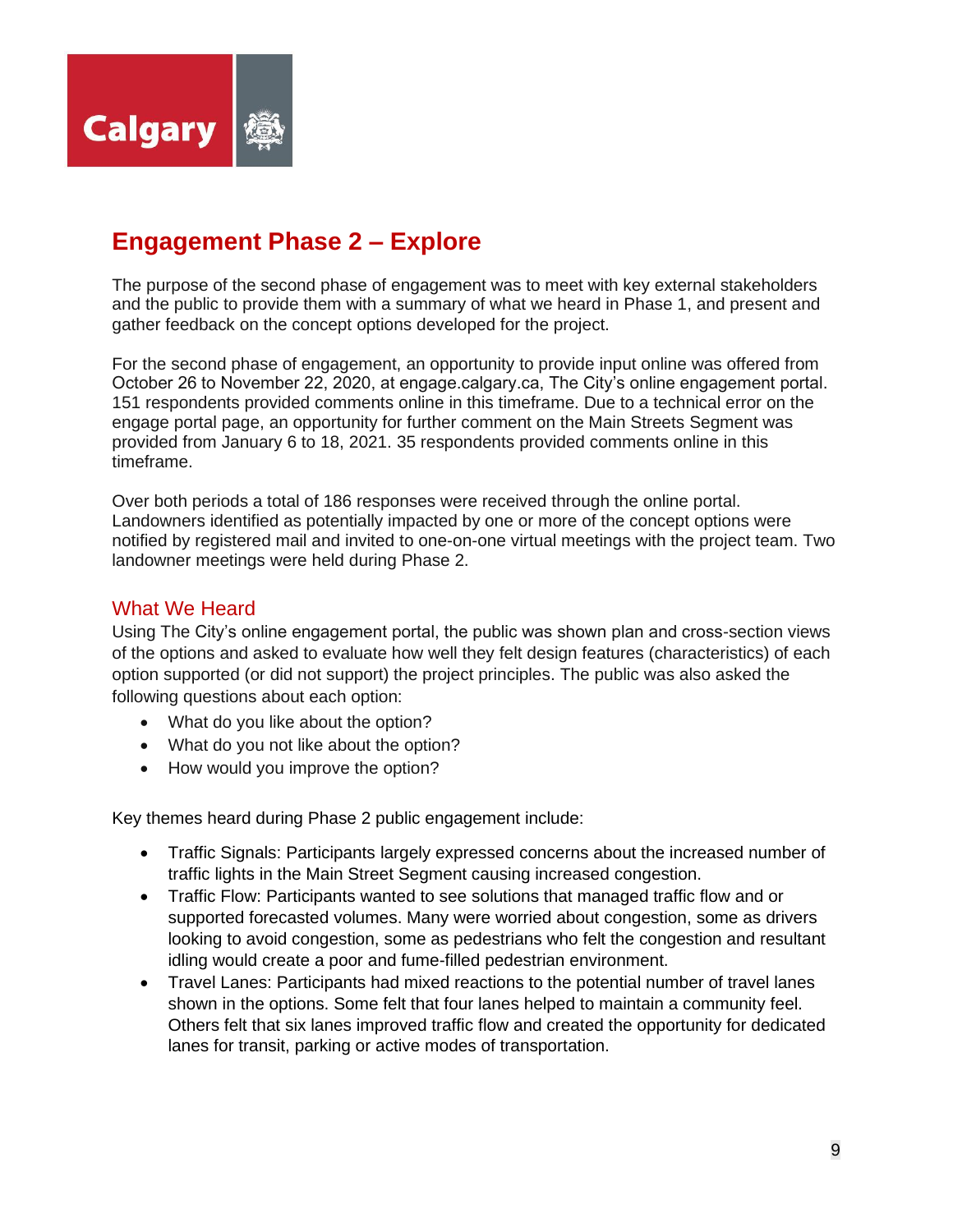## Engagement Phase 2 – Explore

The purpose of the second phase of engagement was to meet with key external stakeholders and the public to provide them with a summary of what we heard in Phase 1, and present and gather feedback on the concept options developed for the project.

For the second phase of engagement, an opportunity to provide input online was offered from October 26 to November 22, 2020, at engage.calgary.ca, The City's online engagement portal. 151 respondents provided comments online in this timeframe. Due to a technical error on the engage portal page, an opportunity for further comment on the Main Streets Segment was provided from January 6 to 18, 2021. 35 respondents provided comments online in this timeframe.

Over both periods a total of 186 responses were received through the online portal. Landowners identified as potentially impacted by one or more of the concept options were notified by registered mail and invited to one-on-one virtual meetings with the project team. Two landowner meetings were held during Phase 2.

### What We Heard

Using The City's online engagement portal, the public was shown plan and cross-section views of the options and asked to evaluate how well they felt design features (characteristics) of each option supported (or did not support) the project principles. The public was also asked the following questions about each option:

- What do you like about the option?
- What do you not like about the option?
- How would you improve the option?

Key themes heard during Phase 2 public engagement include:

- Traffic Signals: Participants largely expressed concerns about the increased number of traffic lights in the Main Street Segment causing increased congestion.
- Traffic Flow: Participants wanted to see solutions that managed traffic flow and or supported forecasted volumes. Many were worried about congestion, some as drivers looking to avoid congestion, some as pedestrians who felt the congestion and resultant idling would create a poor and fume-filled pedestrian environment.
- Travel Lanes: Participants had mixed reactions to the potential number of travel lanes shown in the options. Some felt that four lanes helped to maintain a community feel. Others felt that six lanes improved traffic flow and created the opportunity for dedicated lanes for transit, parking or active modes of transportation.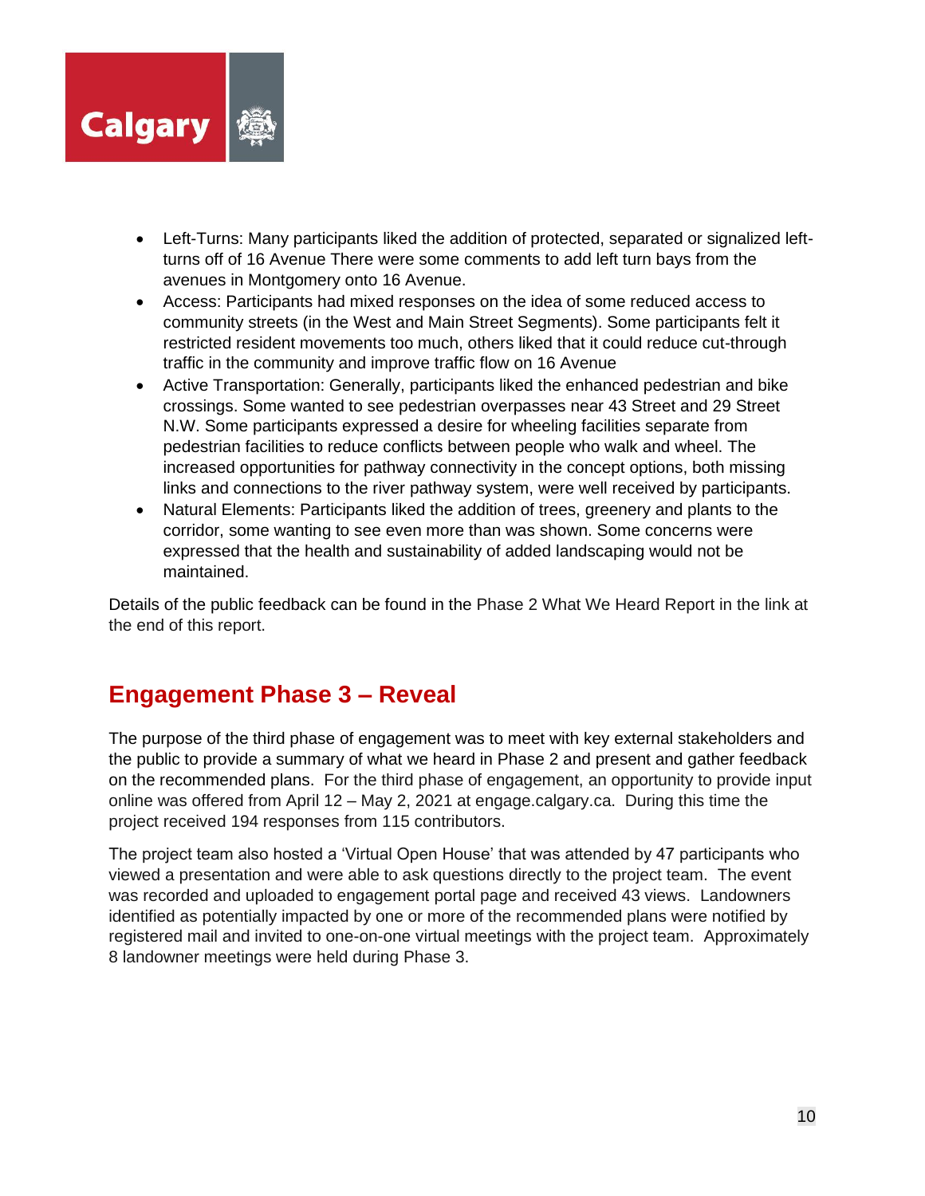- Left-Turns: Many participants liked the addition of protected, separated or signalized left-turns off of 16 Avenue There were some comments to add left turn bays from the avenues in Montgomery onto 16 Avenue.
- Access: Participants had mixed responses on the idea of some reduced access to community streets (in the West and Main Street Segments). Some participants felt it restricted resident movements too much, others liked that it could reduce cut-through traffic in the community and improve traffic flow on 16 Avenue
- Active Transportation: Generally, participants liked the enhanced pedestrian and bike crossings. Some wanted to see pedestrian overpasses near 43 Street and 29 Street N.W. Some participants expressed a desire for wheeling facilities separate from pedestrian facilities to reduce conflicts between people who walk and wheel. The increased opportunities for pathway connectivity in the concept options, both missing links and connections to the river pathway system, were well received by participants.
- Natural Elements: Participants liked the addition of trees, greenery and plants to the corridor, some wanting to see even more than was shown. Some concerns were expressed that the health and sustainability of added landscaping would not be maintained.

Details of the public feedback can be found in the Phase 2 What We Heard Report in the link at the end of this report.

## Engagement Phase 3 – Reveal

The purpose of the third phase of engagement was to meet with key external stakeholders and the public to provide a summary of what we heard in Phase 2 and present and gather feedback on the recommended plans. For the third phase of engagement, an opportunity to provide input online was offered from April 12 – May 2, 2021 at engage.calgary.ca. During this time the project received 194 responses from 115 contributors.

The project team also hosted a 'Virtual Open House' that was attended by 47 participants who viewed a presentation and were able to ask questions directly to the project team. The event was recorded and uploaded to engagement portal page and received 43 views. Landowners identified as potentially impacted by one or more of the recommended plans were notified by registered mail and invited to one-on-one virtual meetings with the project team. Approximately 8 landowner meetings were held during Phase 3.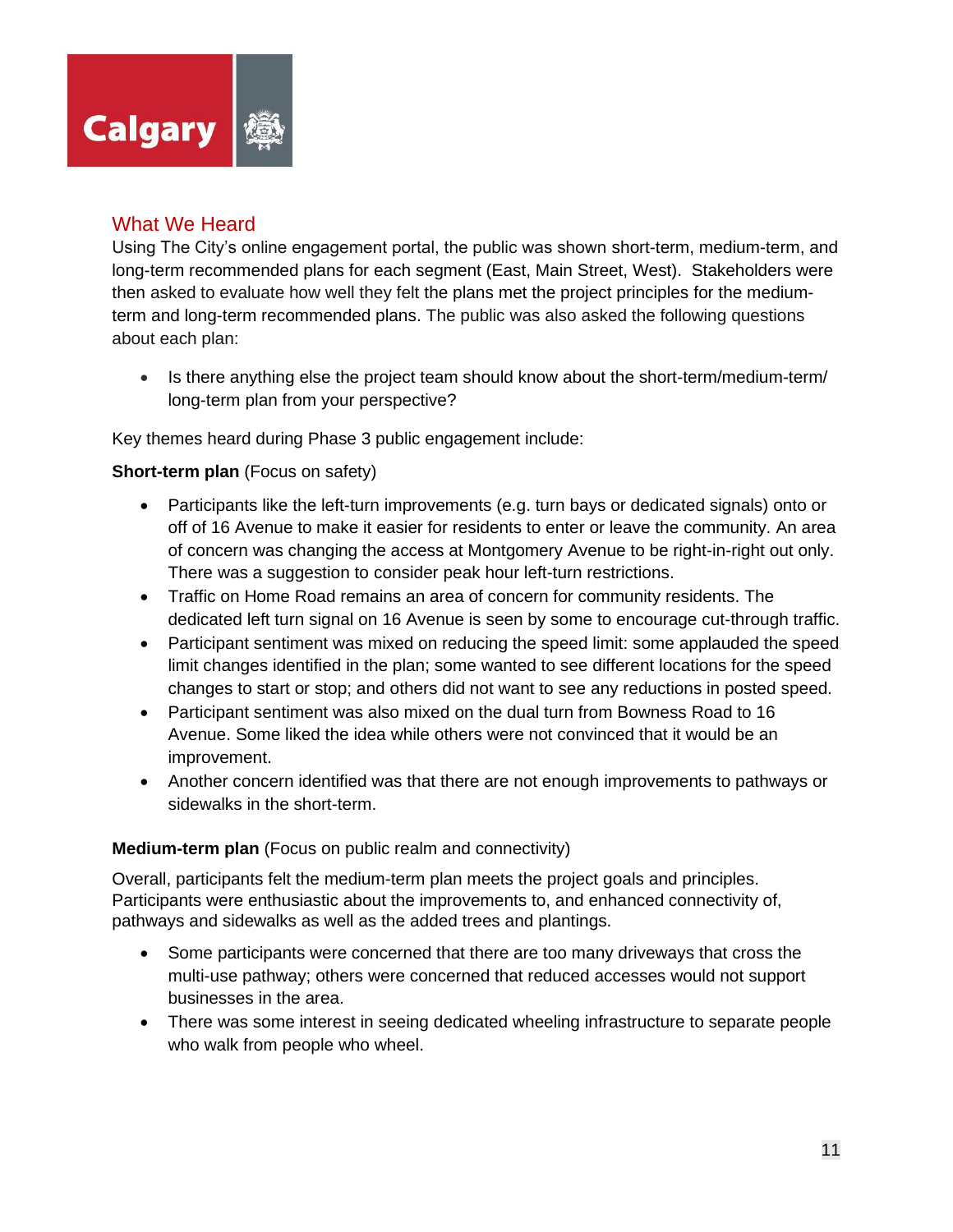## What We Heard

Using The City's online engagement portal, the public was shown short-term, medium-term, and long-term recommended plans for each segment (East, Main Street, West). Stakeholders were then asked to evaluate how well they felt the plans met the project principles for the medium-term and long-term recommended plans. The public was also asked the following questions about each plan:

- Is there anything else the project team should know about the short-term/medium-term/ long-term plan from your perspective?

Key themes heard during Phase 3 public engagement include:

**Short-term plan** (Focus on safety)

- Participants like the left-turn improvements (e.g. turn bays or dedicated signals) onto or off of 16 Avenue to make it easier for residents to enter or leave the community. An area of concern was changing the access at Montgomery Avenue to be right-in-right out only. There was a suggestion to consider peak hour left-turn restrictions.
- Traffic on Home Road remains an area of concern for community residents. The dedicated left turn signal on 16 Avenue is seen by some to encourage cut-through traffic.
- Participant sentiment was mixed on reducing the speed limit: some applauded the speed limit changes identified in the plan; some wanted to see different locations for the speed changes to start or stop; and others did not want to see any reductions in posted speed.
- Participant sentiment was also mixed on the dual turn from Bowness Road to 16 Avenue. Some liked the idea while others were not convinced that it would be an improvement.
- Another concern identified was that there are not enough improvements to pathways or sidewalks in the short-term.

**Medium-term plan** (Focus on public realm and connectivity)

Overall, participants felt the medium-term plan meets the project goals and principles. Participants were enthusiastic about the improvements to, and enhanced connectivity of, pathways and sidewalks as well as the added trees and plantings.

- Some participants were concerned that there are too many driveways that cross the multi-use pathway; others were concerned that reduced accesses would not support businesses in the area.
- There was some interest in seeing dedicated wheeling infrastructure to separate people who walk from people who wheel.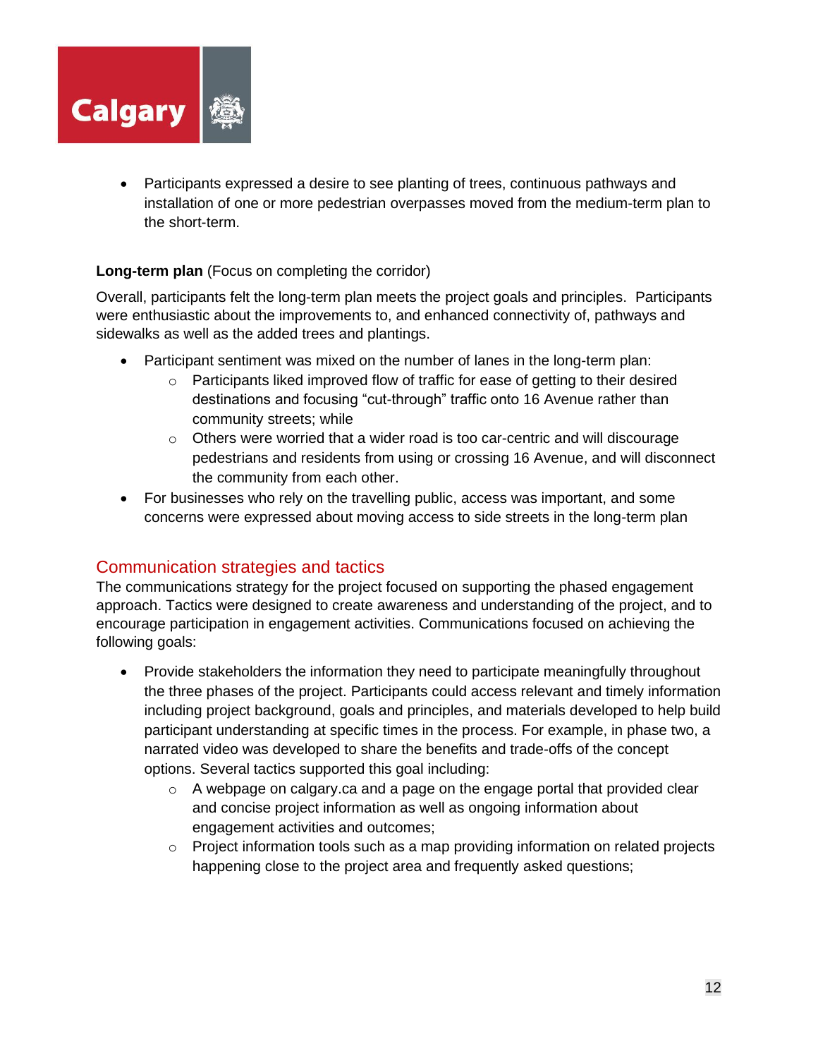- Participants expressed a desire to see planting of trees, continuous pathways and installation of one or more pedestrian overpasses moved from the medium-term plan to the short-term.

**Long-term plan** (Focus on completing the corridor)

Overall, participants felt the long-term plan meets the project goals and principles. Participants were enthusiastic about the improvements to, and enhanced connectivity of, pathways and sidewalks as well as the added trees and plantings.

- Participant sentiment was mixed on the number of lanes in the long-term plan:
  - Participants liked improved flow of traffic for ease of getting to their desired destinations and focusing "cut-through" traffic onto 16 Avenue rather than community streets; while
  - Others were worried that a wider road is too car-centric and will discourage pedestrians and residents from using or crossing 16 Avenue, and will disconnect the community from each other.
- For businesses who rely on the travelling public, access was important, and some concerns were expressed about moving access to side streets in the long-term plan

## Communication strategies and tactics

The communications strategy for the project focused on supporting the phased engagement approach. Tactics were designed to create awareness and understanding of the project, and to encourage participation in engagement activities. Communications focused on achieving the following goals:

- Provide stakeholders the information they need to participate meaningfully throughout the three phases of the project. Participants could access relevant and timely information including project background, goals and principles, and materials developed to help build participant understanding at specific times in the process. For example, in phase two, a narrated video was developed to share the benefits and trade-offs of the concept options. Several tactics supported this goal including:
  - A webpage on calgary.ca and a page on the engage portal that provided clear and concise project information as well as ongoing information about engagement activities and outcomes;
  - Project information tools such as a map providing information on related projects happening close to the project area and frequently asked questions;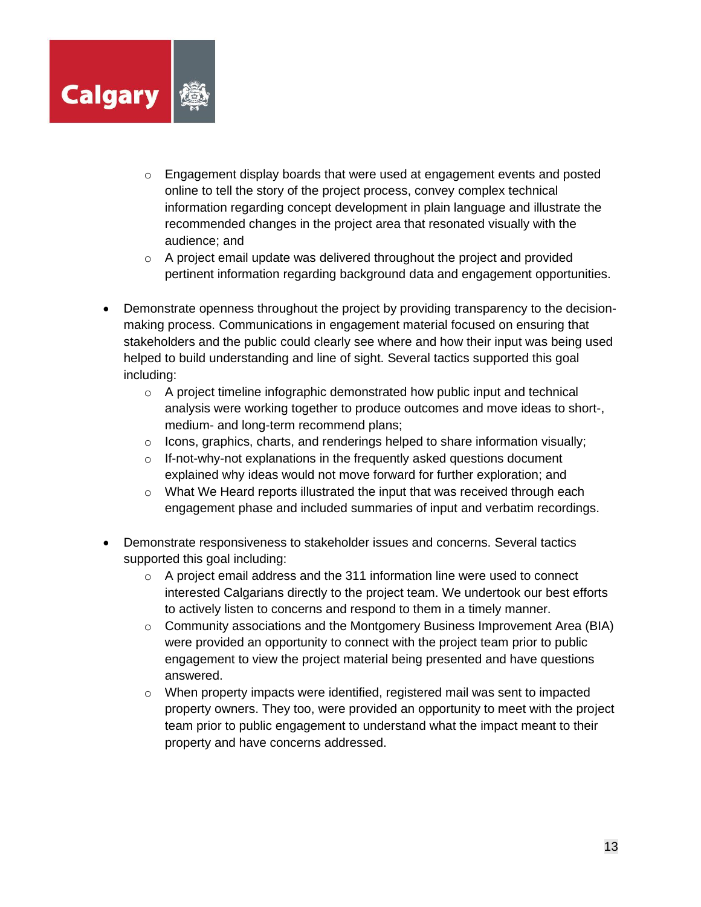- Engagement display boards that were used at engagement events and posted online to tell the story of the project process, convey complex technical information regarding concept development in plain language and illustrate the recommended changes in the project area that resonated visually with the audience; and
    - A project email update was delivered throughout the project and provided pertinent information regarding background data and engagement opportunities.

- Demonstrate openness throughout the project by providing transparency to the decision-making process. Communications in engagement material focused on ensuring that stakeholders and the public could clearly see where and how their input was being used helped to build understanding and line of sight. Several tactics supported this goal including:
    - A project timeline infographic demonstrated how public input and technical analysis were working together to produce outcomes and move ideas to short-, medium- and long-term recommend plans;
    - Icons, graphics, charts, and renderings helped to share information visually;
    - If-not-why-not explanations in the frequently asked questions document explained why ideas would not move forward for further exploration; and
    - What We Heard reports illustrated the input that was received through each engagement phase and included summaries of input and verbatim recordings.

- Demonstrate responsiveness to stakeholder issues and concerns. Several tactics supported this goal including:
    - A project email address and the 311 information line were used to connect interested Calgarians directly to the project team. We undertook our best efforts to actively listen to concerns and respond to them in a timely manner.
    - Community associations and the Montgomery Business Improvement Area (BIA) were provided an opportunity to connect with the project team prior to public engagement to view the project material being presented and have questions answered.
    - When property impacts were identified, registered mail was sent to impacted property owners. They too, were provided an opportunity to meet with the project team prior to public engagement to understand what the impact meant to their property and have concerns addressed.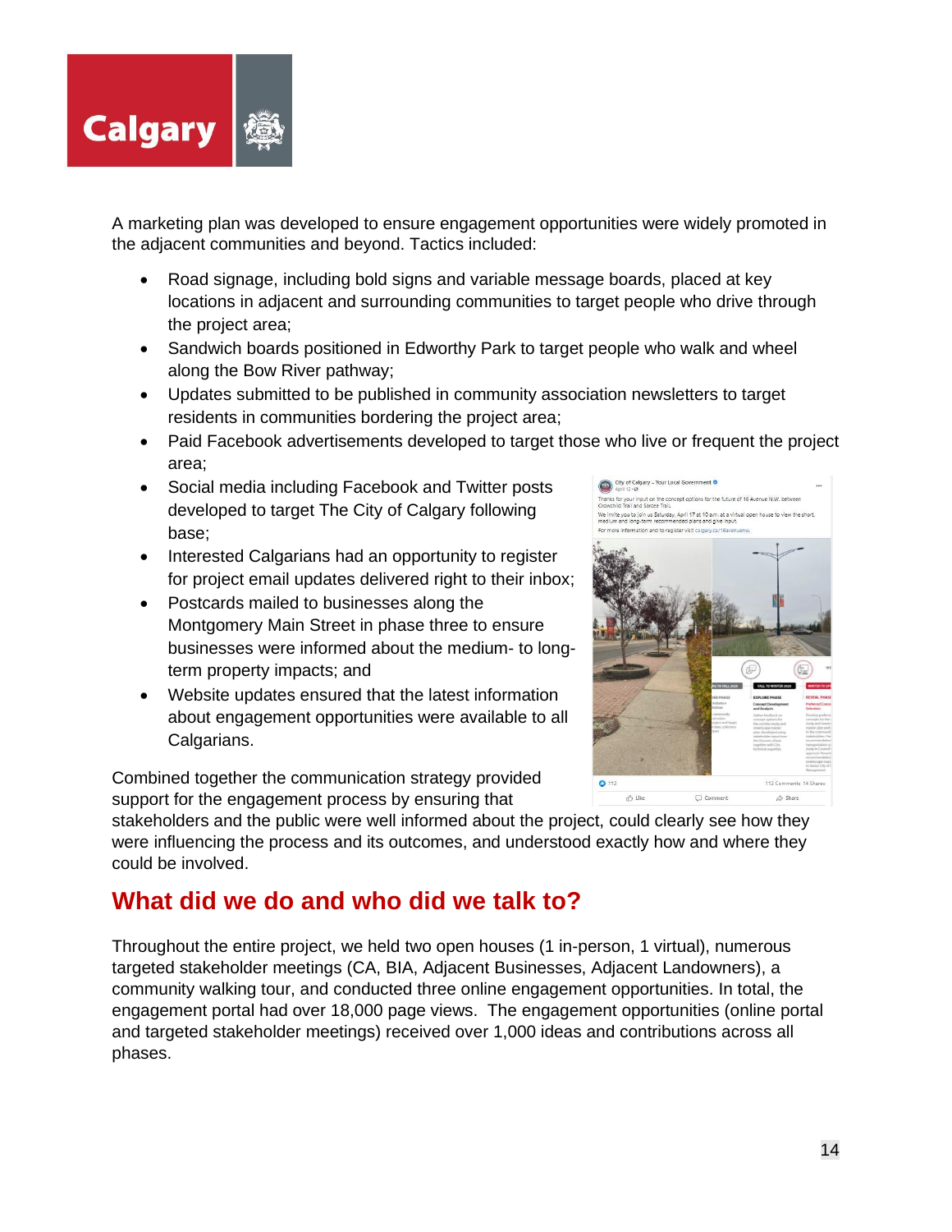A marketing plan was developed to ensure engagement opportunities were widely promoted in the adjacent communities and beyond. Tactics included:

- Road signage, including bold signs and variable message boards, placed at key locations in adjacent and surrounding communities to target people who drive through the project area;
- Sandwich boards positioned in Edworthy Park to target people who walk and wheel along the Bow River pathway;
- Updates submitted to be published in community association newsletters to target residents in communities bordering the project area;
- Paid Facebook advertisements developed to target those who live or frequent the project area;
- Social media including Facebook and Twitter posts developed to target The City of Calgary following base;
- Interested Calgarians had an opportunity to register for project email updates delivered right to their inbox;
- Postcards mailed to businesses along the Montgomery Main Street in phase three to ensure businesses were informed about the medium- to long-term property impacts; and
- Website updates ensured that the latest information about engagement opportunities were available to all Calgarians.

Combined together the communication strategy provided support for the engagement process by ensuring that stakeholders and the public were well informed about the project, could clearly see how they were influencing the process and its outcomes, and understood exactly how and where they could be involved.

## What did we do and who did we talk to?

Throughout the entire project, we held two open houses (1 in-person, 1 virtual), numerous targeted stakeholder meetings (CA, BIA, Adjacent Businesses, Adjacent Landowners), a community walking tour, and conducted three online engagement opportunities. In total, the engagement portal had over 18,000 page views. The engagement opportunities (online portal and targeted stakeholder meetings) received over 1,000 ideas and contributions across all phases.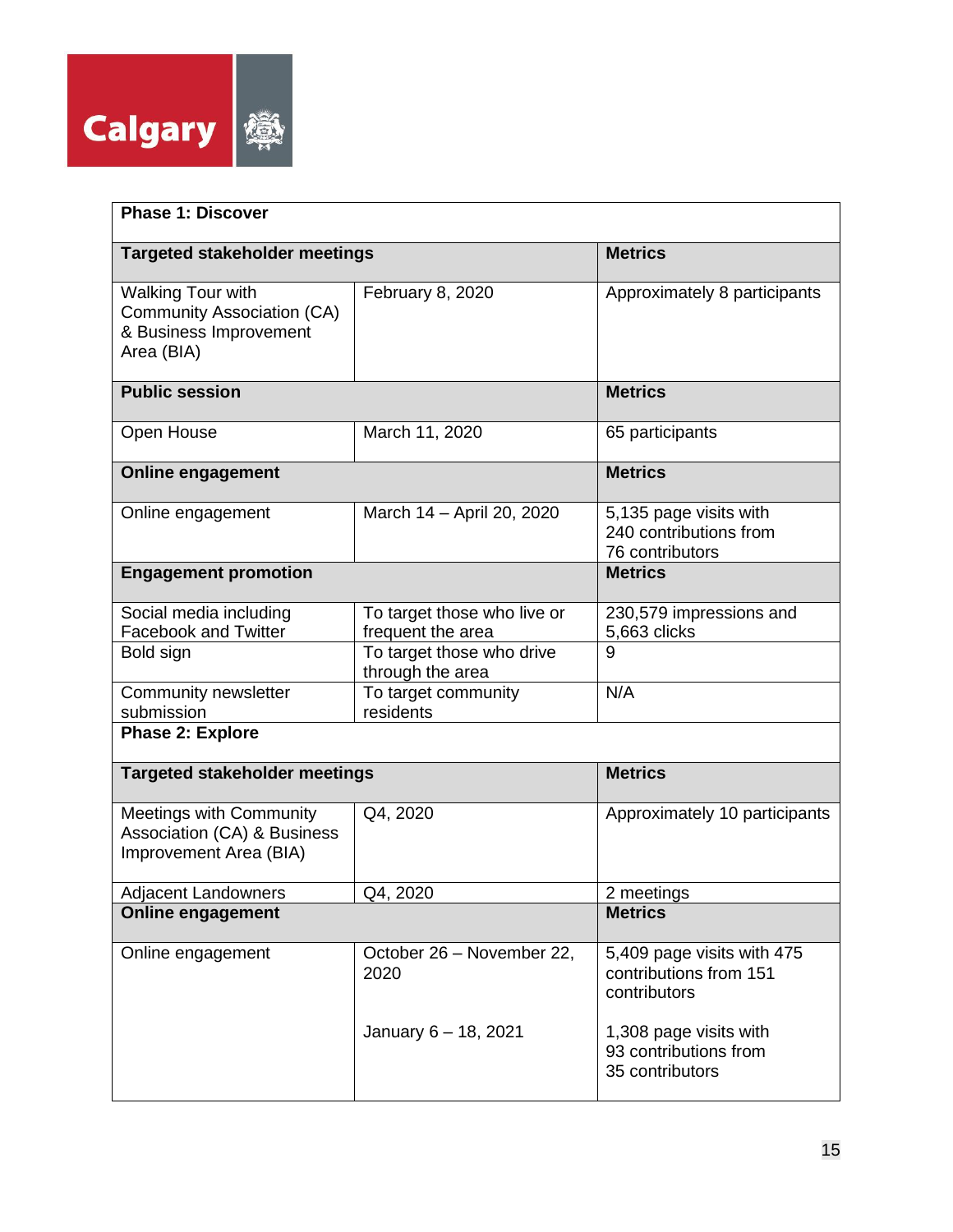| Phase 1: Discover | | |
|---|---|---|
| **Targeted stakeholder meetings** | | **Metrics** |
| Walking Tour with Community Association (CA) & Business Improvement Area (BIA) | February 8, 2020 | Approximately 8 participants |
| **Public session** | | **Metrics** |
| Open House | March 11, 2020 | 65 participants |
| **Online engagement** | | **Metrics** |
| Online engagement | March 14 – April 20, 2020 | 5,135 page visits with 240 contributions from 76 contributors |
| **Engagement promotion** | | **Metrics** |
| Social media including Facebook and Twitter | To target those who live or frequent the area | 230,579 impressions and 5,663 clicks |
| Bold sign | To target those who drive through the area | 9 |
| Community newsletter submission | To target community residents | N/A |
| **Phase 2: Explore** | | |
| **Targeted stakeholder meetings** | | **Metrics** |
| Meetings with Community Association (CA) & Business Improvement Area (BIA) | Q4, 2020 | Approximately 10 participants |
| Adjacent Landowners | Q4, 2020 | 2 meetings |
| **Online engagement** | | **Metrics** |
| Online engagement | October 26 – November 22, 2020<br><br>January 6 – 18, 2021 | 5,409 page visits with 475 contributions from 151 contributors<br><br>1,308 page visits with 93 contributions from 35 contributors |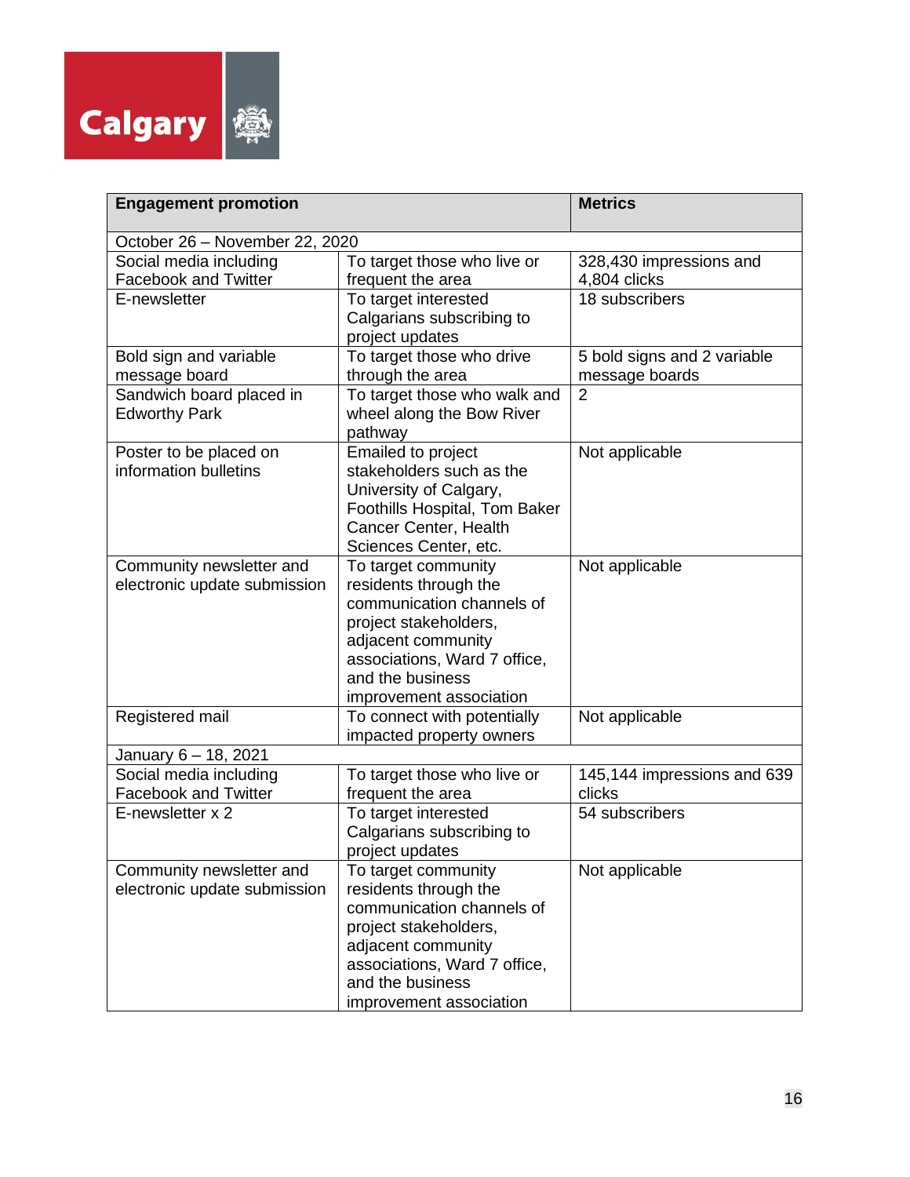| Engagement promotion | | Metrics |
|---|---|---|
| October 26 – November 22, 2020 | | |
| Social media including Facebook and Twitter | To target those who live or frequent the area | 328,430 impressions and 4,804 clicks |
| E-newsletter | To target interested Calgarians subscribing to project updates | 18 subscribers |
| Bold sign and variable message board | To target those who drive through the area | 5 bold signs and 2 variable message boards |
| Sandwich board placed in Edworthy Park | To target those who walk and wheel along the Bow River pathway | 2 |
| Poster to be placed on information bulletins | Emailed to project stakeholders such as the University of Calgary, Foothills Hospital, Tom Baker Cancer Center, Health Sciences Center, etc. | Not applicable |
| Community newsletter and electronic update submission | To target community residents through the communication channels of project stakeholders, adjacent community associations, Ward 7 office, and the business improvement association | Not applicable |
| Registered mail | To connect with potentially impacted property owners | Not applicable |
| January 6 – 18, 2021 | | |
| Social media including Facebook and Twitter | To target those who live or frequent the area | 145,144 impressions and 639 clicks |
| E-newsletter x 2 | To target interested Calgarians subscribing to project updates | 54 subscribers |
| Community newsletter and electronic update submission | To target community residents through the communication channels of project stakeholders, adjacent community associations, Ward 7 office, and the business improvement association | Not applicable |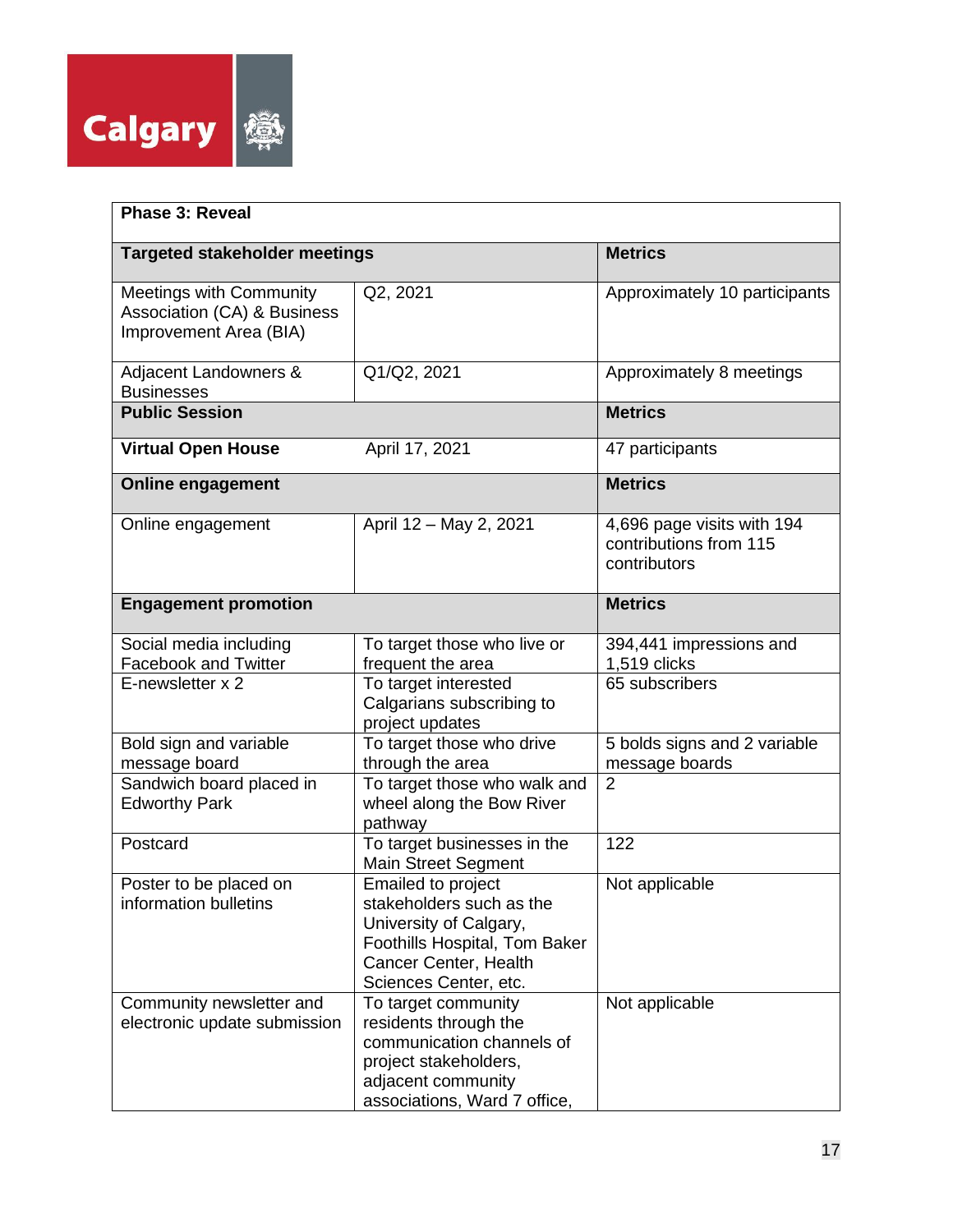| Phase 3: Reveal | | |
|---|---|---|
| **Targeted stakeholder meetings** | | **Metrics** |
| Meetings with Community Association (CA) & Business Improvement Area (BIA) | Q2, 2021 | Approximately 10 participants |
| Adjacent Landowners & Businesses | Q1/Q2, 2021 | Approximately 8 meetings |
| **Public Session** | | **Metrics** |
| **Virtual Open House** | April 17, 2021 | 47 participants |
| **Online engagement** | | **Metrics** |
| Online engagement | April 12 – May 2, 2021 | 4,696 page visits with 194 contributions from 115 contributors |
| **Engagement promotion** | | **Metrics** |
| Social media including Facebook and Twitter | To target those who live or frequent the area | 394,441 impressions and 1,519 clicks |
| E-newsletter x 2 | To target interested Calgarians subscribing to project updates | 65 subscribers |
| Bold sign and variable message board | To target those who drive through the area | 5 bolds signs and 2 variable message boards |
| Sandwich board placed in Edworthy Park | To target those who walk and wheel along the Bow River pathway | 2 |
| Postcard | To target businesses in the Main Street Segment | 122 |
| Poster to be placed on information bulletins | Emailed to project stakeholders such as the University of Calgary, Foothills Hospital, Tom Baker Cancer Center, Health Sciences Center, etc. | Not applicable |
| Community newsletter and electronic update submission | To target community residents through the communication channels of project stakeholders, adjacent community associations, Ward 7 office, | Not applicable |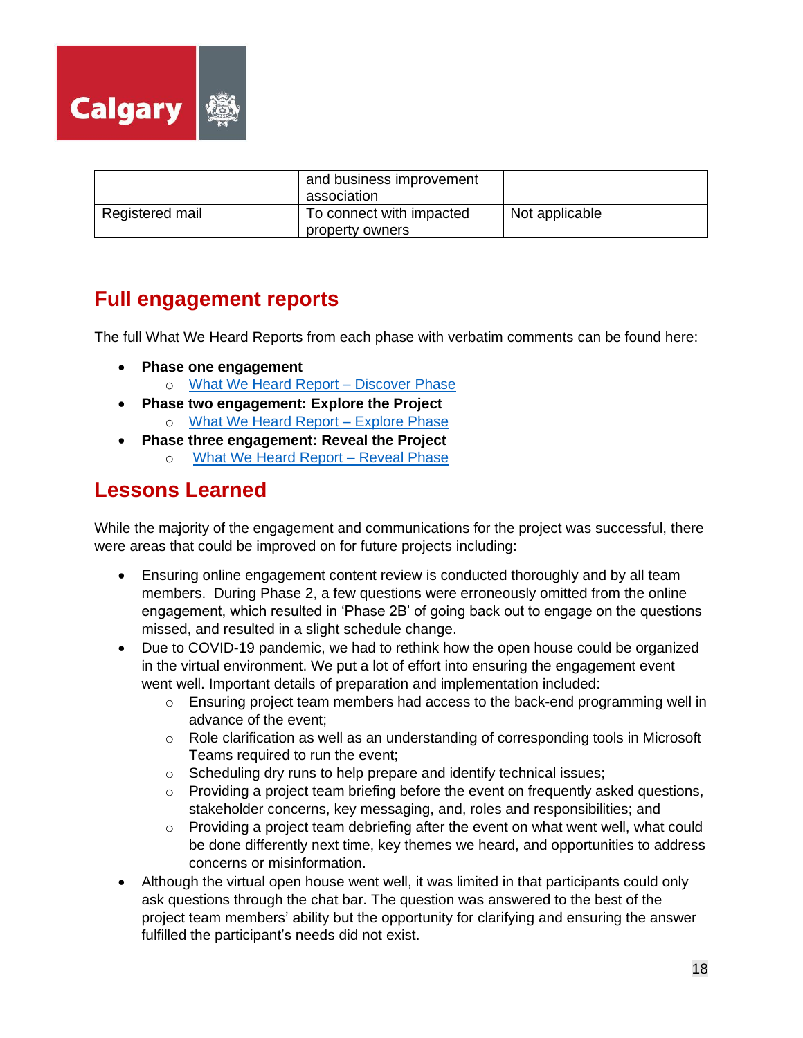| | | |
|---|---|---|
| | and business improvement association | |
| Registered mail | To connect with impacted property owners | Not applicable |

## Full engagement reports

The full What We Heard Reports from each phase with verbatim comments can be found here:

- **Phase one engagement**
  - What We Heard Report – Discover Phase
- **Phase two engagement: Explore the Project**
  - What We Heard Report – Explore Phase
- **Phase three engagement: Reveal the Project**
  - What We Heard Report – Reveal Phase

## Lessons Learned

While the majority of the engagement and communications for the project was successful, there were areas that could be improved on for future projects including:

- Ensuring online engagement content review is conducted thoroughly and by all team members. During Phase 2, a few questions were erroneously omitted from the online engagement, which resulted in 'Phase 2B' of going back out to engage on the questions missed, and resulted in a slight schedule change.
- Due to COVID-19 pandemic, we had to rethink how the open house could be organized in the virtual environment. We put a lot of effort into ensuring the engagement event went well. Important details of preparation and implementation included:
  - Ensuring project team members had access to the back-end programming well in advance of the event;
  - Role clarification as well as an understanding of corresponding tools in Microsoft Teams required to run the event;
  - Scheduling dry runs to help prepare and identify technical issues;
  - Providing a project team briefing before the event on frequently asked questions, stakeholder concerns, key messaging, and, roles and responsibilities; and
  - Providing a project team debriefing after the event on what went well, what could be done differently next time, key themes we heard, and opportunities to address concerns or misinformation.
- Although the virtual open house went well, it was limited in that participants could only ask questions through the chat bar. The question was answered to the best of the project team members' ability but the opportunity for clarifying and ensuring the answer fulfilled the participant's needs did not exist.